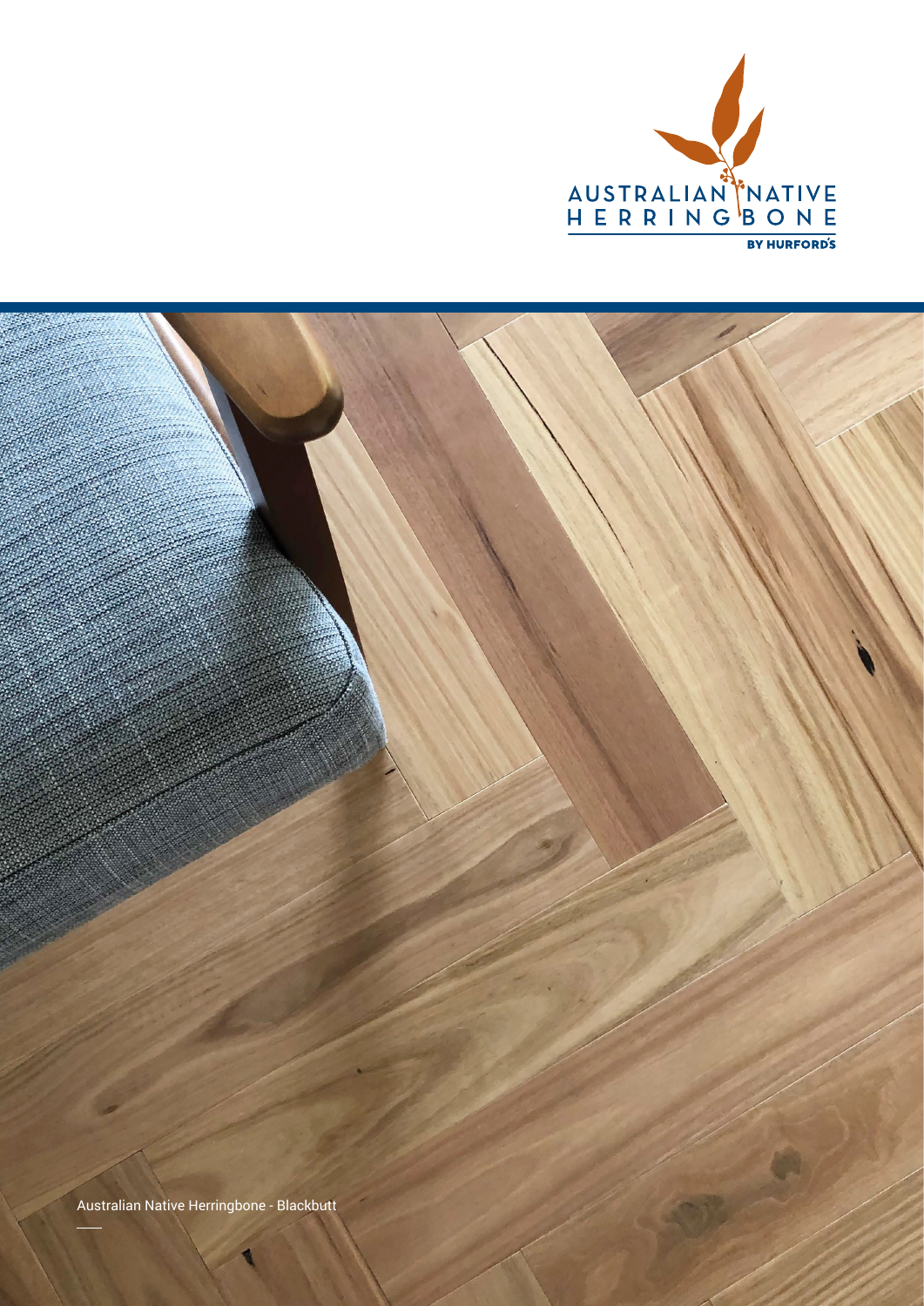AUSTRALIAN NATIVE HERRINGBONE

BY HURFORD'S

Australian Native Herringbone - Blackbutt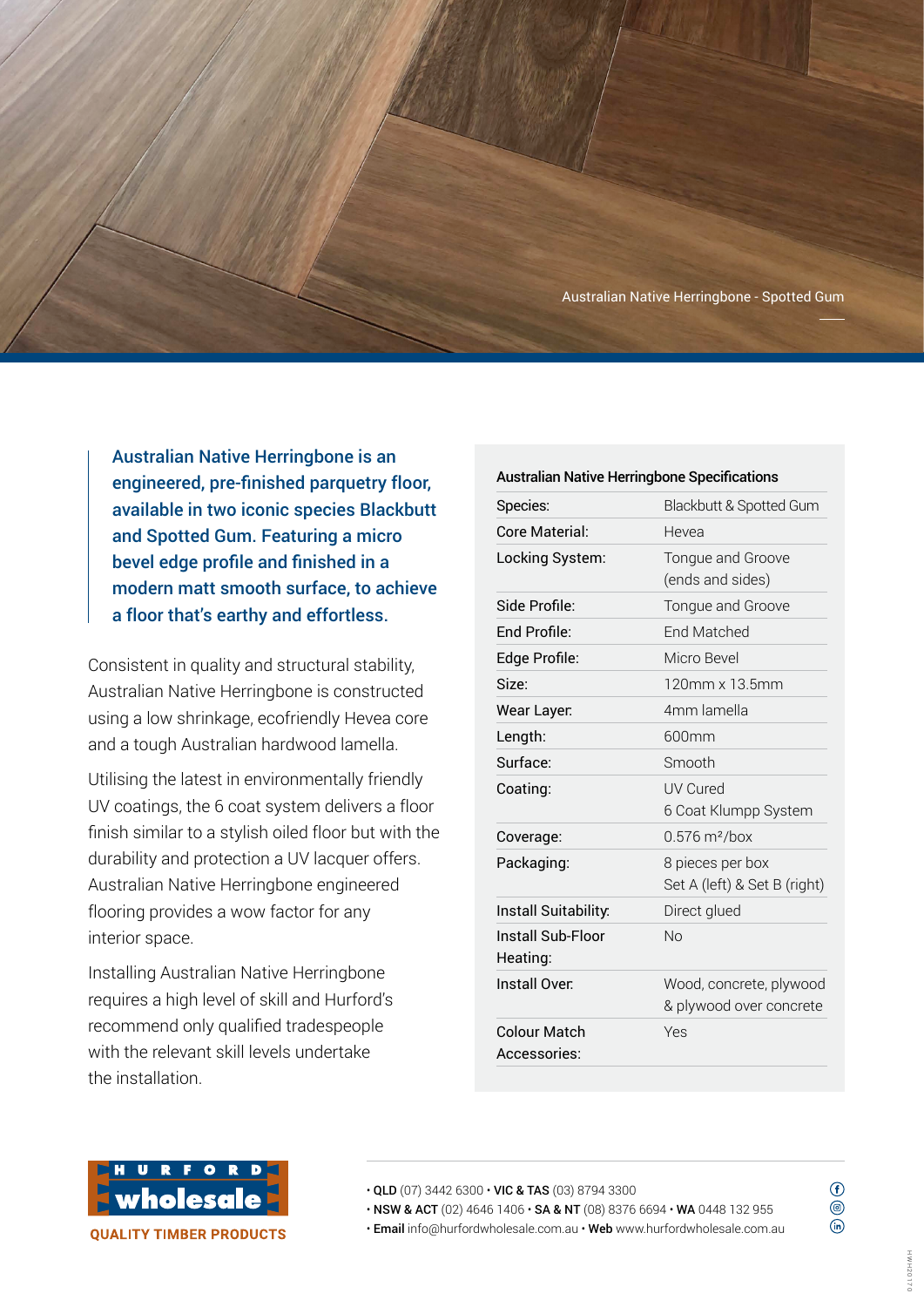Australian Native Herringbone - Spotted Gum

**Australian Native Herringbone is an engineered, pre-finished parquetry floor, available in two iconic species Blackbutt and Spotted Gum. Featuring a micro bevel edge profile and finished in a modern matt smooth surface, to achieve a floor that's earthy and effortless.**

Consistent in quality and structural stability, Australian Native Herringbone is constructed using a low shrinkage, ecofriendly Hevea core and a tough Australian hardwood lamella.

Utilising the latest in environmentally friendly UV coatings, the 6 coat system delivers a floor finish similar to a stylish oiled floor but with the durability and protection a UV lacquer offers. Australian Native Herringbone engineered flooring provides a wow factor for any interior space.

Installing Australian Native Herringbone requires a high level of skill and Hurford's recommend only qualified tradespeople with the relevant skill levels undertake the installation.

### Australian Native Herringbone Specifications

| | |
|---|---|
| Species: | Blackbutt & Spotted Gum |
| Core Material: | Hevea |
| Locking System: | Tongue and Groove (ends and sides) |
| Side Profile: | Tongue and Groove |
| End Profile: | End Matched |
| Edge Profile: | Micro Bevel |
| Size: | 120mm x 13.5mm |
| Wear Layer: | 4mm lamella |
| Length: | 600mm |
| Surface: | Smooth |
| Coating: | UV Cured<br>6 Coat Klumpp System |
| Coverage: | 0.576 m²/box |
| Packaging: | 8 pieces per box<br>Set A (left) & Set B (right) |
| Install Suitability: | Direct glued |
| Install Sub-Floor Heating: | No |
| Install Over: | Wood, concrete, plywood & plywood over concrete |
| Colour Match Accessories: | Yes |

HURFORD wholesale
QUALITY TIMBER PRODUCTS

- **QLD** (07) 3442 6300 • **VIC & TAS** (03) 8794 3300
- **NSW & ACT** (02) 4646 1406 • **SA & NT** (08) 8376 6694 • **WA** 0448 132 955
- **Email** info@hurfordwholesale.com.au • **Web** www.hurfordwholesale.com.au